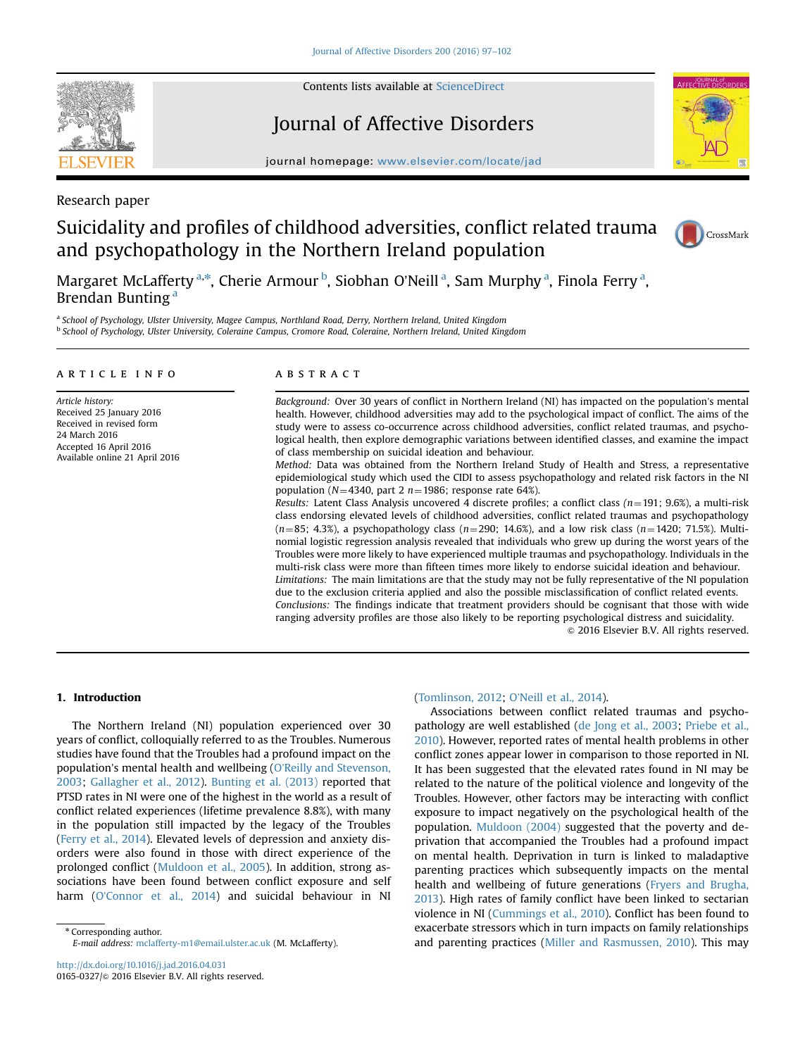Research paper

# Suicidality and profiles of childhood adversities, conflict related trauma and psychopathology in the Northern Ireland population

Margaret McLafferty [a,*], Cherie Armour [b], Siobhan O'Neill [a], Sam Murphy [a], Finola Ferry [a], Brendan Bunting [a]

[a] School of Psychology, Ulster University, Magee Campus, Northland Road, Derry, Northern Ireland, United Kingdom
[b] School of Psychology, Ulster University, Coleraine Campus, Cromore Road, Coleraine, Northern Ireland, United Kingdom

**ARTICLE INFO**

*Article history:*
Received 25 January 2016
Received in revised form 24 March 2016
Accepted 16 April 2016
Available online 21 April 2016

**ABSTRACT**

*Background:* Over 30 years of conflict in Northern Ireland (NI) has impacted on the population's mental health. However, childhood adversities may add to the psychological impact of conflict. The aims of the study were to assess co-occurrence across childhood adversities, conflict related traumas, and psychological health, then explore demographic variations between identified classes, and examine the impact of class membership on suicidal ideation and behaviour.

*Method:* Data was obtained from the Northern Ireland Study of Health and Stress, a representative epidemiological study which used the CIDI to assess psychopathology and related risk factors in the NI population ($N=4340$, part 2 $n=1986$; response rate 64%).

*Results:* Latent Class Analysis uncovered 4 discrete profiles; a conflict class ($n=191$; 9.6%), a multi-risk class endorsing elevated levels of childhood adversities, conflict related traumas and psychopathology ($n=85$; 4.3%), a psychopathology class ($n=290$; 14.6%), and a low risk class ($n=1420$; 71.5%). Multinomial logistic regression analysis revealed that individuals who grew up during the worst years of the Troubles were more likely to have experienced multiple traumas and psychopathology. Individuals in the multi-risk class were more than fifteen times more likely to endorse suicidal ideation and behaviour.

*Limitations:* The main limitations are that the study may not be fully representative of the NI population due to the exclusion criteria applied and also the possible misclassification of conflict related events.

*Conclusions:* The findings indicate that treatment providers should be cognisant that those with wide ranging adversity profiles are those also likely to be reporting psychological distress and suicidality.

© 2016 Elsevier B.V. All rights reserved.

## 1. Introduction

The Northern Ireland (NI) population experienced over 30 years of conflict, colloquially referred to as the Troubles. Numerous studies have found that the Troubles had a profound impact on the population's mental health and wellbeing (O'Reilly and Stevenson, 2003; Gallagher et al., 2012). Bunting et al. (2013) reported that PTSD rates in NI were one of the highest in the world as a result of conflict related experiences (lifetime prevalence 8.8%), with many in the population still impacted by the legacy of the Troubles (Ferry et al., 2014). Elevated levels of depression and anxiety disorders were also found in those with direct experience of the prolonged conflict (Muldoon et al., 2005). In addition, strong associations have been found between conflict exposure and self harm (O'Connor et al., 2014) and suicidal behaviour in NI (Tomlinson, 2012; O'Neill et al., 2014).

Associations between conflict related traumas and psychopathology are well established (de Jong et al., 2003; Priebe et al., 2010). However, reported rates of mental health problems in other conflict zones appear lower in comparison to those reported in NI. It has been suggested that the elevated rates found in NI may be related to the nature of the political violence and longevity of the Troubles. However, other factors may be interacting with conflict exposure to impact negatively on the psychological health of the population. Muldoon (2004) suggested that the poverty and deprivation that accompanied the Troubles had a profound impact on mental health. Deprivation in turn is linked to maladaptive parenting practices which subsequently impacts on the mental health and wellbeing of future generations (Fryers and Brugha, 2013). High rates of family conflict have been linked to sectarian violence in NI (Cummings et al., 2010). Conflict has been found to exacerbate stressors which in turn impacts on family relationships and parenting practices (Miller and Rasmussen, 2010). This may

* Corresponding author.
*E-mail address:* mclafferty-m1@email.ulster.ac.uk (M. McLafferty).

http://dx.doi.org/10.1016/j.jad.2016.04.031
0165-0327/© 2016 Elsevier B.V. All rights reserved.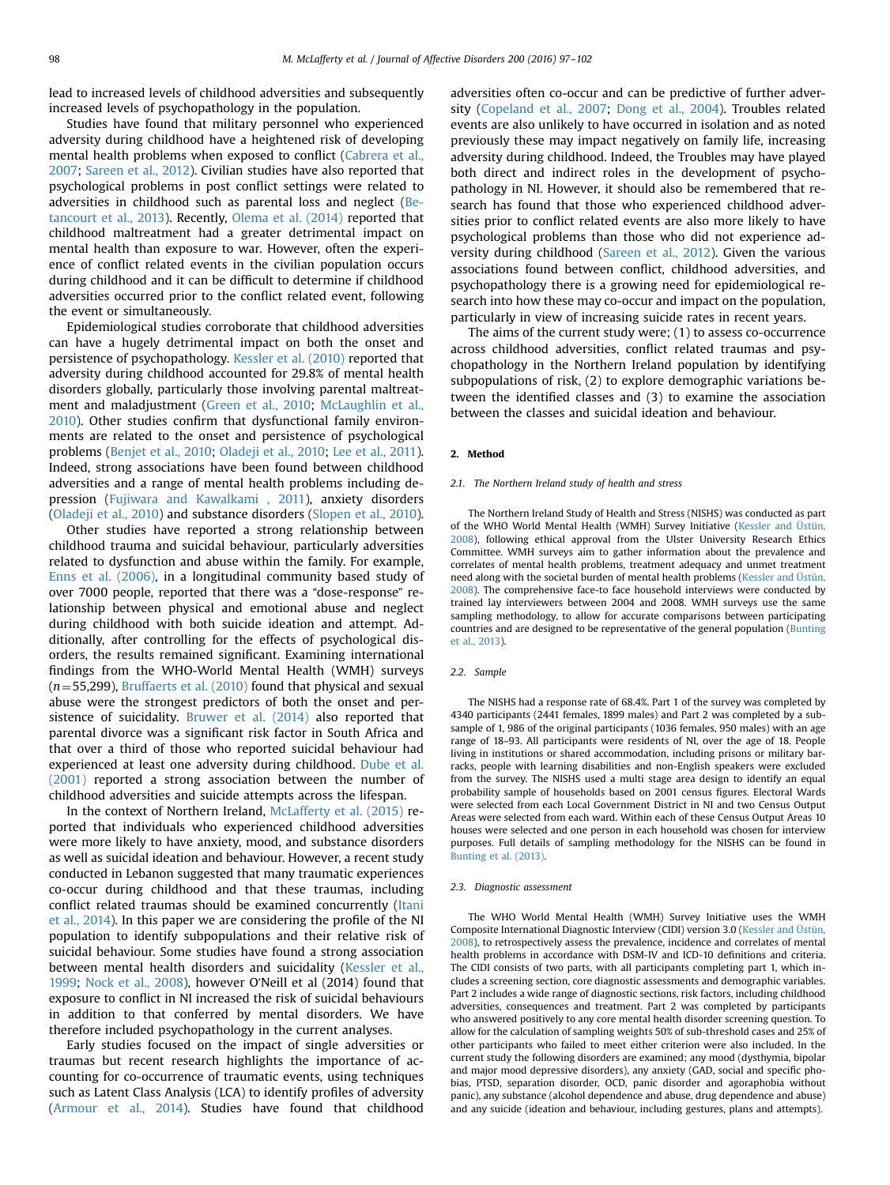lead to increased levels of childhood adversities and subsequently increased levels of psychopathology in the population.

Studies have found that military personnel who experienced adversity during childhood have a heightened risk of developing mental health problems when exposed to conflict (Cabrera et al., 2007; Sareen et al., 2012). Civilian studies have also reported that psychological problems in post conflict settings were related to adversities in childhood such as parental loss and neglect (Betancourt et al., 2013). Recently, Olema et al. (2014) reported that childhood maltreatment had a greater detrimental impact on mental health than exposure to war. However, often the experience of conflict related events in the civilian population occurs during childhood and it can be difficult to determine if childhood adversities occurred prior to the conflict related event, following the event or simultaneously.

Epidemiological studies corroborate that childhood adversities can have a hugely detrimental impact on both the onset and persistence of psychopathology. Kessler et al. (2010) reported that adversity during childhood accounted for 29.8% of mental health disorders globally, particularly those involving parental maltreatment and maladjustment (Green et al., 2010; McLaughlin et al., 2010). Other studies confirm that dysfunctional family environments are related to the onset and persistence of psychological problems (Benjet et al., 2010; Oladeji et al., 2010; Lee et al., 2011). Indeed, strong associations have been found between childhood adversities and a range of mental health problems including depression (Fujiwara and Kawalkami , 2011), anxiety disorders (Oladeji et al., 2010) and substance disorders (Slopen et al., 2010).

Other studies have reported a strong relationship between childhood trauma and suicidal behaviour, particularly adversities related to dysfunction and abuse within the family. For example, Enns et al. (2006), in a longitudinal community based study of over 7000 people, reported that there was a "dose-response" relationship between physical and emotional abuse and neglect during childhood with both suicide ideation and attempt. Additionally, after controlling for the effects of psychological disorders, the results remained significant. Examining international findings from the WHO-World Mental Health (WMH) surveys ($n=55,299$), Bruffaerts et al. (2010) found that physical and sexual abuse were the strongest predictors of both the onset and persistence of suicidality. Bruwer et al. (2014) also reported that parental divorce was a significant risk factor in South Africa and that over a third of those who reported suicidal behaviour had experienced at least one adversity during childhood. Dube et al. (2001) reported a strong association between the number of childhood adversities and suicide attempts across the lifespan.

In the context of Northern Ireland, McLafferty et al. (2015) reported that individuals who experienced childhood adversities were more likely to have anxiety, mood, and substance disorders as well as suicidal ideation and behaviour. However, a recent study conducted in Lebanon suggested that many traumatic experiences co-occur during childhood and that these traumas, including conflict related traumas should be examined concurrently (Itani et al., 2014). In this paper we are considering the profile of the NI population to identify subpopulations and their relative risk of suicidal behaviour. Some studies have found a strong association between mental health disorders and suicidality (Kessler et al., 1999; Nock et al., 2008), however O'Neill et al (2014) found that exposure to conflict in NI increased the risk of suicidal behaviours in addition to that conferred by mental disorders. We have therefore included psychopathology in the current analyses.

Early studies focused on the impact of single adversities or traumas but recent research highlights the importance of accounting for co-occurrence of traumatic events, using techniques such as Latent Class Analysis (LCA) to identify profiles of adversity (Armour et al., 2014). Studies have found that childhood adversities often co-occur and can be predictive of further adversity (Copeland et al., 2007; Dong et al., 2004). Troubles related events are also unlikely to have occurred in isolation and as noted previously these may impact negatively on family life, increasing adversity during childhood. Indeed, the Troubles may have played both direct and indirect roles in the development of psychopathology in NI. However, it should also be remembered that research has found that those who experienced childhood adversities prior to conflict related events are also more likely to have psychological problems than those who did not experience adversity during childhood (Sareen et al., 2012). Given the various associations found between conflict, childhood adversities, and psychopathology there is a growing need for epidemiological research into how these may co-occur and impact on the population, particularly in view of increasing suicide rates in recent years.

The aims of the current study were; (1) to assess co-occurrence across childhood adversities, conflict related traumas and psychopathology in the Northern Ireland population by identifying subpopulations of risk, (2) to explore demographic variations between the identified classes and (3) to examine the association between the classes and suicidal ideation and behaviour.

## 2. Method

### 2.1. The Northern Ireland study of health and stress

The Northern Ireland Study of Health and Stress (NISHS) was conducted as part of the WHO World Mental Health (WMH) Survey Initiative (Kessler and Üstün, 2008), following ethical approval from the Ulster University Research Ethics Committee. WMH surveys aim to gather information about the prevalence and correlates of mental health problems, treatment adequacy and unmet treatment need along with the societal burden of mental health problems (Kessler and Üstün, 2008). The comprehensive face-to face household interviews were conducted by trained lay interviewers between 2004 and 2008. WMH surveys use the same sampling methodology, to allow for accurate comparisons between participating countries and are designed to be representative of the general population (Bunting et al., 2013).

### 2.2. Sample

The NISHS had a response rate of 68.4%. Part 1 of the survey was completed by 4340 participants (2441 females, 1899 males) and Part 2 was completed by a subsample of 1, 986 of the original participants (1036 females, 950 males) with an age range of 18–93. All participants were residents of NI, over the age of 18. People living in institutions or shared accommodation, including prisons or military barracks, people with learning disabilities and non-English speakers were excluded from the survey. The NISHS used a multi stage area design to identify an equal probability sample of households based on 2001 census figures. Electoral Wards were selected from each Local Government District in NI and two Census Output Areas were selected from each ward. Within each of these Census Output Areas 10 houses were selected and one person in each household was chosen for interview purposes. Full details of sampling methodology for the NISHS can be found in Bunting et al. (2013).

### 2.3. Diagnostic assessment

The WHO World Mental Health (WMH) Survey Initiative uses the WMH Composite International Diagnostic Interview (CIDI) version 3.0 (Kessler and Üstün, 2008), to retrospectively assess the prevalence, incidence and correlates of mental health problems in accordance with DSM-IV and ICD-10 definitions and criteria. The CIDI consists of two parts, with all participants completing part 1, which includes a screening section, core diagnostic assessments and demographic variables. Part 2 includes a wide range of diagnostic sections, risk factors, including childhood adversities, consequences and treatment. Part 2 was completed by participants who answered positively to any core mental health disorder screening question. To allow for the calculation of sampling weights 50% of sub-threshold cases and 25% of other participants who failed to meet either criterion were also included. In the current study the following disorders are examined; any mood (dysthymia, bipolar and major mood depressive disorders), any anxiety (GAD, social and specific phobias, PTSD, separation disorder, OCD, panic disorder and agoraphobia without panic), any substance (alcohol dependence and abuse, drug dependence and abuse) and any suicide (ideation and behaviour, including gestures, plans and attempts).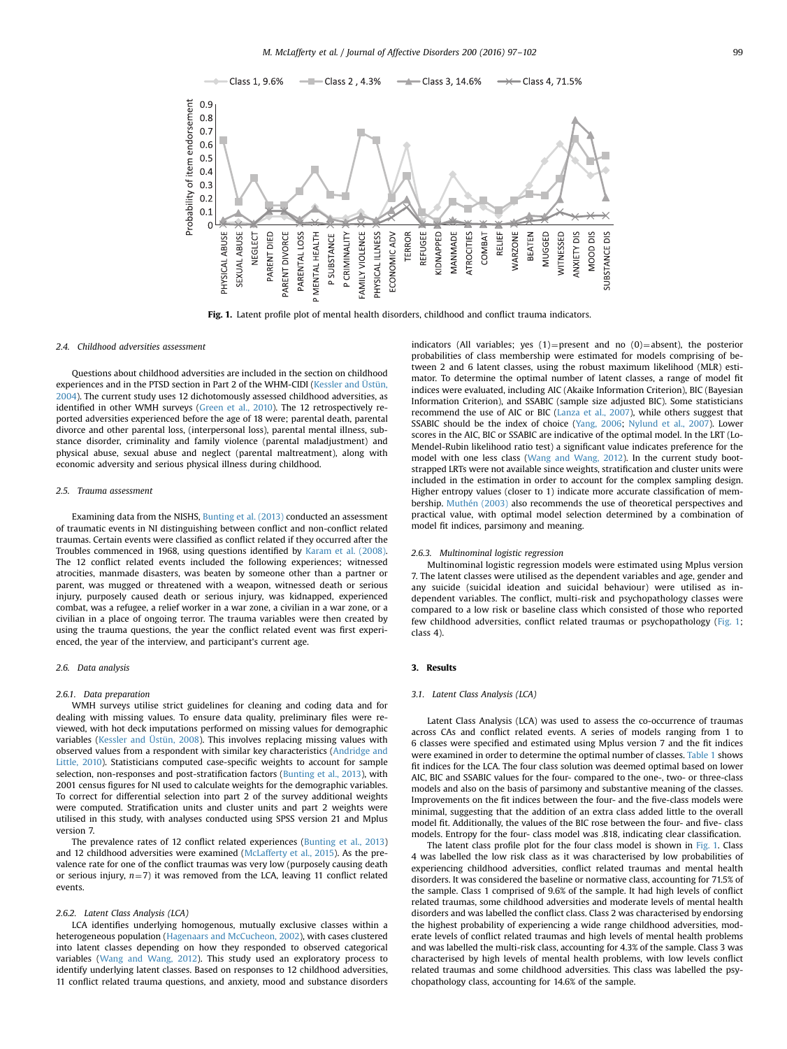Fig. 1. Latent profile plot of mental health disorders, childhood and conflict trauma indicators.

### 2.4. Childhood adversities assessment

Questions about childhood adversities are included in the section on childhood experiences and in the PTSD section in Part 2 of the WHM-CIDI (Kessler and Üstün, 2004). The current study uses 12 dichotomously assessed childhood adversities, as identified in other WMH surveys (Green et al., 2010). The 12 retrospectively reported adversities experienced before the age of 18 were; parental death, parental divorce and other parental loss, (interpersonal loss), parental mental illness, substance disorder, criminality and family violence (parental maladjustment) and physical abuse, sexual abuse and neglect (parental maltreatment), along with economic adversity and serious physical illness during childhood.

### 2.5. Trauma assessment

Examining data from the NISHS, Bunting et al. (2013) conducted an assessment of traumatic events in NI distinguishing between conflict and non-conflict related traumas. Certain events were classified as conflict related if they occurred after the Troubles commenced in 1968, using questions identified by Karam et al. (2008). The 12 conflict related events included the following experiences; witnessed atrocities, manmade disasters, was beaten by someone other than a partner or parent, was mugged or threatened with a weapon, witnessed death or serious injury, purposely caused death or serious injury, was kidnapped, experienced combat, was a refugee, a relief worker in a war zone, a civilian in a war zone, or a civilian in a place of ongoing terror. The trauma variables were then created by using the trauma questions, the year the conflict related event was first experienced, the year of the interview, and participant's current age.

### 2.6. Data analysis

#### 2.6.1. Data preparation

WMH surveys utilise strict guidelines for cleaning and coding data and for dealing with missing values. To ensure data quality, preliminary files were reviewed, with hot deck imputations performed on missing values for demographic variables (Kessler and Üstün, 2008). This involves replacing missing values with observed values from a respondent with similar key characteristics (Andridge and Little, 2010). Statisticians computed case-specific weights to account for sample selection, non-responses and post-stratification factors (Bunting et al., 2013), with 2001 census figures for NI used to calculate weights for the demographic variables. To correct for differential selection into part 2 of the survey additional weights were computed. Stratification units and cluster units and part 2 weights were utilised in this study, with analyses conducted using SPSS version 21 and Mplus version 7.

The prevalence rates of 12 conflict related experiences (Bunting et al., 2013) and 12 childhood adversities were examined (McLafferty et al., 2015). As the prevalence rate for one of the conflict traumas was very low (purposely causing death or serious injury, $n=7$) it was removed from the LCA, leaving 11 conflict related events.

#### 2.6.2. Latent Class Analysis (LCA)

LCA identifies underlying homogenous, mutually exclusive classes within a heterogeneous population (Hagenaars and McCucheon, 2002), with cases clustered into latent classes depending on how they responded to observed categorical variables (Wang and Wang, 2012). This study used an exploratory process to identify underlying latent classes. Based on responses to 12 childhood adversities, 11 conflict related trauma questions, and anxiety, mood and substance disorders indicators (All variables; yes (1)=present and no (0)=absent), the posterior probabilities of class membership were estimated for models comprising of between 2 and 6 latent classes, using the robust maximum likelihood (MLR) estimator. To determine the optimal number of latent classes, a range of model fit indices were evaluated, including AIC (Akaike Information Criterion), BIC (Bayesian Information Criterion), and SSABIC (sample size adjusted BIC). Some statisticians recommend the use of AIC or BIC (Lanza et al., 2007), while others suggest that SSABIC should be the index of choice (Yang, 2006; Nylund et al., 2007). Lower scores in the AIC, BIC or SSABIC are indicative of the optimal model. In the LRT (Lo-Mendel-Rubin likelihood ratio test) a significant value indicates preference for the model with one less class (Wang and Wang, 2012). In the current study bootstrapped LRTs were not available since weights, stratification and cluster units were included in the estimation in order to account for the complex sampling design. Higher entropy values (closer to 1) indicate more accurate classification of membership. Muthén (2003) also recommends the use of theoretical perspectives and practical value, with optimal model selection determined by a combination of model fit indices, parsimony and meaning.

#### 2.6.3. Multinominal logistic regression

Multinominal logistic regression models were estimated using Mplus version 7. The latent classes were utilised as the dependent variables and age, gender and any suicide (suicidal ideation and suicidal behaviour) were utilised as independent variables. The conflict, multi-risk and psychopathology classes were compared to a low risk or baseline class which consisted of those who reported few childhood adversities, conflict related traumas or psychopathology (Fig. 1; class 4).

## 3. Results

### 3.1. Latent Class Analysis (LCA)

Latent Class Analysis (LCA) was used to assess the co-occurrence of traumas across CAs and conflict related events. A series of models ranging from 1 to 6 classes were specified and estimated using Mplus version 7 and the fit indices were examined in order to determine the optimal number of classes. Table 1 shows fit indices for the LCA. The four class solution was deemed optimal based on lower AIC, BIC and SSABIC values for the four- compared to the one-, two- or three-class models and also on the basis of parsimony and substantive meaning of the classes. Improvements on the fit indices between the four- and the five-class models were minimal, suggesting that the addition of an extra class added little to the overall model fit. Additionally, the values of the BIC rose between the four- and five- class models. Entropy for the four- class model was .818, indicating clear classification.

The latent class profile plot for the four class model is shown in Fig. 1. Class 4 was labelled the low risk class as it was characterised by low probabilities of experiencing childhood adversities, conflict related traumas and mental health disorders. It was considered the baseline or normative class, accounting for 71.5% of the sample. Class 1 comprised of 9.6% of the sample. It had high levels of conflict related traumas, some childhood adversities and moderate levels of mental health disorders and was labelled the conflict class. Class 2 was characterised by endorsing the highest probability of experiencing a wide range childhood adversities, moderate levels of conflict related traumas and high levels of mental health problems and was labelled the multi-risk class, accounting for 4.3% of the sample. Class 3 was characterised by high levels of mental health problems, with low levels conflict related traumas and some childhood adversities. This class was labelled the psychopathology class, accounting for 14.6% of the sample.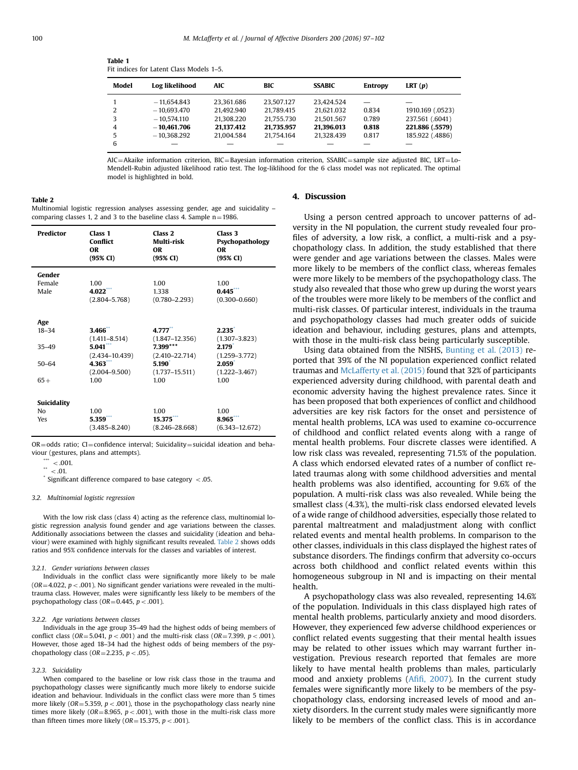**Table 1**
Fit indices for Latent Class Models 1–5.

| Model | Log likelihood | AIC | BIC | SSABIC | Entropy | LRT ($p$) |
|---|---|---|---|---|---|---|
| 1 | −11,654.843 | 23,361.686 | 23,507.127 | 23,424.524 | — | — |
| 2 | −10,693.470 | 21,492.940 | 21,789.415 | 21,621.032 | 0.834 | 1910.169 (.0523) |
| 3 | −10,574.110 | 21,308.220 | 21,755.730 | 21,501.567 | 0.789 | 237.561 (.6041) |
| **4** | **−10,461.706** | **21,137.412** | **21,735.957** | **21,396.013** | **0.818** | **221.886 (.5579)** |
| 5 | −10,368.292 | 21,004.584 | 21,754.164 | 21,328.439 | 0.817 | 185.922 (.4886) |
| 6 | — | — | — | — | — | — |

AIC=Akaike information criterion, BIC=Bayesian information criterion, SSABIC=sample size adjusted BIC, LRT=Lo-Mendell-Rubin adjusted likelihood ratio test. The log-liklihood for the 6 class model was not replicated. The optimal model is highlighted in bold.

**Table 2**
Multinomial logistic regression analyses assessing gender, age and suicidality – comparing classes 1, 2 and 3 to the baseline class 4. Sample n=1986.

| Predictor | Class 1 Conflict OR (95% CI) | Class 2 Multi-risk OR (95% CI) | Class 3 Psychopathology OR (95% CI) |
|---|---|---|---|
| **Gender** | | | |
| Female | 1.00 | 1.00 | 1.00 |
| Male | **4.022**\*\*\* (2.804–5.768) | 1.338 (0.780–2.293) | **0.445**\*\*\* (0.300–0.660) |
| **Age** | | | |
| 18–34 | **3.466**\*\* (1.411–8.514) | **4.777**\*\* (1.847–12.356) | **2.235**\* (1.307–3.823) |
| 35–49 | **5.041**\*\*\* (2.434–10.439) | **7.399**\*\*\* (2.410–22.714) | **2.179**\* (1.259–3.772) |
| 50–64 | **4.363**\*\*\* (2.004–9.500) | **5.190**\* (1.737–15.511) | **2.059**\* (1.222–3.467) |
| 65+ | 1.00 | 1.00 | 1.00 |
| **Suicidality** | | | |
| No | 1.00 | 1.00 | 1.00 |
| Yes | **5.359**\*\*\* (3.485–8.240) | **15.375**\*\*\* (8.246–28.668) | **8.965**\*\*\* (6.343–12.672) |

OR=odds ratio; CI=confidence interval; Suicidality=suicidal ideation and behaviour (gestures, plans and attempts).

\*\*\* <.001.

\*\* <.01.

\* Significant difference compared to base category <.05.

### 3.2. Multinomial logistic regression

With the low risk class (class 4) acting as the reference class, multinomial logistic regression analysis found gender and age variations between the classes. Additionally associations between the classes and suicidality (ideation and behaviour) were examined with highly significant results revealed. Table 2 shows odds ratios and 95% confidence intervals for the classes and variables of interest.

#### 3.2.1. Gender variations between classes

Individuals in the conflict class were significantly more likely to be male ($OR=4.022$, $p<.001$). No significant gender variations were revealed in the multi-trauma class. However, males were significantly less likely to be members of the psychopathology class ($OR=0.445$, $p<.001$).

#### 3.2.2. Age variations between classes

Individuals in the age group 35–49 had the highest odds of being members of conflict class ($OR=5.041$, $p<.001$) and the multi-risk class ($OR=7.399$, $p<.001$). However, those aged 18–34 had the highest odds of being members of the psychopathology class ($OR=2.235$, $p<.05$).

#### 3.2.3. Suicidality

When compared to the baseline or low risk class those in the trauma and psychopathology classes were significantly much more likely to endorse suicide ideation and behaviour. Individuals in the conflict class were more than 5 times more likely ($OR=5.359$, $p<.001$), those in the psychopathology class nearly nine times more likely ($OR=8.965$, $p<.001$), with those in the multi-risk class more than fifteen times more likely ($OR=15.375$, $p<.001$).

## 4. Discussion

Using a person centred approach to uncover patterns of adversity in the NI population, the current study revealed four profiles of adversity, a low risk, a conflict, a multi-risk and a psychopathology class. In addition, the study established that there were gender and age variations between the classes. Males were more likely to be members of the conflict class, whereas females were more likely to be members of the psychopathology class. The study also revealed that those who grew up during the worst years of the troubles were more likely to be members of the conflict and multi-risk classes. Of particular interest, individuals in the trauma and psychopathology classes had much greater odds of suicide ideation and behaviour, including gestures, plans and attempts, with those in the multi-risk class being particularly susceptible.

Using data obtained from the NISHS, Bunting et al. (2013) reported that 39% of the NI population experienced conflict related traumas and McLafferty et al. (2015) found that 32% of participants experienced adversity during childhood, with parental death and economic adversity having the highest prevalence rates. Since it has been proposed that both experiences of conflict and childhood adversities are key risk factors for the onset and persistence of mental health problems, LCA was used to examine co-occurrence of childhood and conflict related events along with a range of mental health problems. Four discrete classes were identified. A low risk class was revealed, representing 71.5% of the population. A class which endorsed elevated rates of a number of conflict related traumas along with some childhood adversities and mental health problems was also identified, accounting for 9.6% of the population. A multi-risk class was also revealed. While being the smallest class (4.3%), the multi-risk class endorsed elevated levels of a wide range of childhood adversities, especially those related to parental maltreatment and maladjustment along with conflict related events and mental health problems. In comparison to the other classes, individuals in this class displayed the highest rates of substance disorders. The findings confirm that adversity co-occurs across both childhood and conflict related events within this homogeneous subgroup in NI and is impacting on their mental health.

A psychopathology class was also revealed, representing 14.6% of the population. Individuals in this class displayed high rates of mental health problems, particularly anxiety and mood disorders. However, they experienced few adverse childhood experiences or conflict related events suggesting that their mental health issues may be related to other issues which may warrant further investigation. Previous research reported that females are more likely to have mental health problems than males, particularly mood and anxiety problems (Afifi, 2007). In the current study females were significantly more likely to be members of the psychopathology class, endorsing increased levels of mood and anxiety disorders. In the current study males were significantly more likely to be members of the conflict class. This is in accordance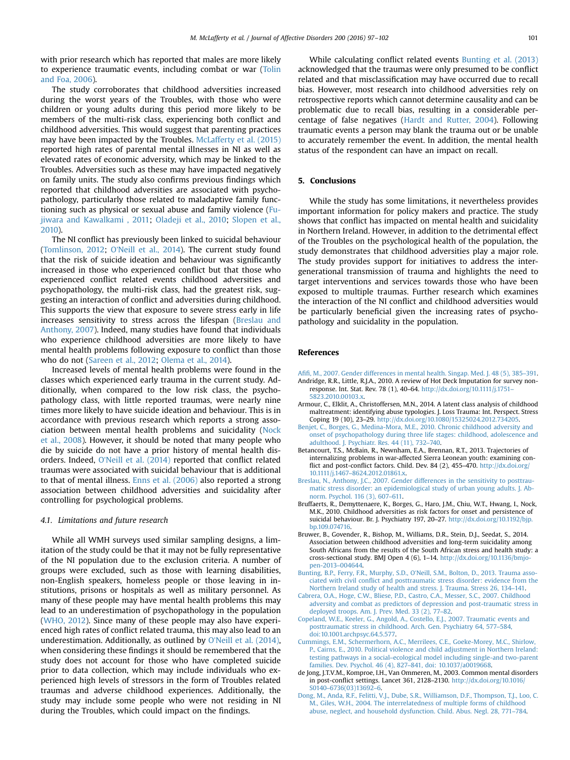with prior research which has reported that males are more likely to experience traumatic events, including combat or war (Tolin and Foa, 2006).

The study corroborates that childhood adversities increased during the worst years of the Troubles, with those who were children or young adults during this period more likely to be members of the multi-risk class, experiencing both conflict and childhood adversities. This would suggest that parenting practices may have been impacted by the Troubles. McLafferty et al. (2015) reported high rates of parental mental illnesses in NI as well as elevated rates of economic adversity, which may be linked to the Troubles. Adversities such as these may have impacted negatively on family units. The study also confirms previous findings which reported that childhood adversities are associated with psychopathology, particularly those related to maladaptive family functioning such as physical or sexual abuse and family violence (Fujiwara and Kawalkami , 2011; Oladeji et al., 2010; Slopen et al., 2010).

The NI conflict has previously been linked to suicidal behaviour (Tomlinson, 2012; O'Neill et al., 2014). The current study found that the risk of suicide ideation and behaviour was significantly increased in those who experienced conflict but that those who experienced conflict related events childhood adversities and psychopathology, the multi-risk class, had the greatest risk, suggesting an interaction of conflict and adversities during childhood. This supports the view that exposure to severe stress early in life increases sensitivity to stress across the lifespan (Breslau and Anthony, 2007). Indeed, many studies have found that individuals who experience childhood adversities are more likely to have mental health problems following exposure to conflict than those who do not (Sareen et al., 2012; Olema et al., 2014).

Increased levels of mental health problems were found in the classes which experienced early trauma in the current study. Additionally, when compared to the low risk class, the psychopathology class, with little reported traumas, were nearly nine times more likely to have suicide ideation and behaviour. This is in accordance with previous research which reports a strong association between mental health problems and suicidality (Nock et al., 2008). However, it should be noted that many people who die by suicide do not have a prior history of mental health disorders. Indeed, O'Neill et al. (2014) reported that conflict related traumas were associated with suicidal behaviour that is additional to that of mental illness. Enns et al. (2006) also reported a strong association between childhood adversities and suicidality after controlling for psychological problems.

### 4.1. Limitations and future research

While all WMH surveys used similar sampling designs, a limitation of the study could be that it may not be fully representative of the NI population due to the exclusion criteria. A number of groups were excluded, such as those with learning disabilities, non-English speakers, homeless people or those leaving in institutions, prisons or hospitals as well as military personnel. As many of these people may have mental health problems this may lead to an underestimation of psychopathology in the population (WHO, 2012). Since many of these people may also have experienced high rates of conflict related trauma, this may also lead to an underestimation. Additionally, as outlined by O'Neill et al. (2014), when considering these findings it should be remembered that the study does not account for those who have completed suicide prior to data collection, which may include individuals who experienced high levels of stressors in the form of Troubles related traumas and adverse childhood experiences. Additionally, the study may include some people who were not residing in NI during the Troubles, which could impact on the findings.

While calculating conflict related events Bunting et al. (2013) acknowledged that the traumas were only presumed to be conflict related and that misclassification may have occurred due to recall bias. However, most research into childhood adversities rely on retrospective reports which cannot determine causality and can be problematic due to recall bias, resulting in a considerable percentage of false negatives (Hardt and Rutter, 2004). Following traumatic events a person may blank the trauma out or be unable to accurately remember the event. In addition, the mental health status of the respondent can have an impact on recall.

## 5. Conclusions

While the study has some limitations, it nevertheless provides important information for policy makers and practice. The study shows that conflict has impacted on mental health and suicidality in Northern Ireland. However, in addition to the detrimental effect of the Troubles on the psychological health of the population, the study demonstrates that childhood adversities play a major role. The study provides support for initiatives to address the intergenerational transmission of trauma and highlights the need to target interventions and services towards those who have been exposed to multiple traumas. Further research which examines the interaction of the NI conflict and childhood adversities would be particularly beneficial given the increasing rates of psychopathology and suicidality in the population.

## References

Afifi, M., 2007. Gender differences in mental health. Singap. Med. J. 48 (5), 385–391.

Andridge, R.R., Little, R.J.A., 2010. A review of Hot Deck Imputation for survey non-response. Int. Stat. Rev. 78 (1), 40–64. http://dx.doi.org/10.1111/j.1751–5823.2010.00103.x.

Armour, C., Elklit, A., Christoffersen, M.N., 2014. A latent class analysis of childhood maltreatment: identifying abuse typologies. J. Loss Trauma: Int. Perspect. Stress Coping 19 (10), 23–29. http://dx.doi.org/10.1080/15325024.2012.734205.

Benjet, C., Borges, G., Medina-Mora, M.E., 2010. Chronic childhood adversity and onset of psychopathology during three life stages: childhood, adolescence and adulthood. J. Psychiatr. Res. 44 (11), 732–740.

Betancourt, T.S., McBain, R., Newnham, E.A., Brennan, R.T., 2013. Trajectories of internalizing problems in war-affected Sierra Leonean youth: examining conflict and post-conflict factors. Child. Dev. 84 (2), 455–470. http://dx.doi.org/10.1111/j.1467–8624.2012.01861.x.

Breslau, N., Anthony, J.C., 2007. Gender differences in the sensitivity to posttraumatic stress disorder: an epidemiological study of urban young adults. J. Abnorm. Psychol. 116 (3), 607–611.

Bruffaerts, R., Demyttenaere, K., Borges, G., Haro, J.M., Chiu, W.T., Hwang, I., Nock, M.K., 2010. Childhood adversities as risk factors for onset and persistence of suicidal behaviour. Br. J. Psychiatry 197, 20–27. http://dx.doi.org/10.1192/bjp.bp.109.074716.

Bruwer, B., Govender, R., Bishop, M., Williams, D.R., Stein, D.J., Seedat, S., 2014. Association between childhood adversities and long-term suicidality among South Africans from the results of the South African stress and health study: a cross-sectional study. BMJ Open 4 (6), 1–14. http://dx.doi.org/10.1136/bmjopen-2013–004644.

Bunting, B.P., Ferry, F.R., Murphy, S.D., O'Neill, S.M., Bolton, D., 2013. Trauma associated with civil conflict and posttraumatic stress disorder: evidence from the Northern Ireland study of health and stress. J. Trauma. Stress 26, 134–141.

Cabrera, O.A., Hoge, C.W., Bliese, P.D., Castro, C.A., Messer, S.C., 2007. Childhood adversity and combat as predictors of depression and post-traumatic stress in deployed troops. Am. J. Prev. Med. 33 (2), 77–82.

Copeland, W.E., Keeler, G., Angold, A., Costello, E.J., 2007. Traumatic events and posttraumatic stress in childhood. Arch. Gen. Psychiatry 64, 577–584, doi:10.1001.archpsyc.64.5.577.

Cummings, E.M., Schermerhorn, A.C., Merrilees, C.E., Goeke-Morey, M.C., Shirlow, P., Cairns, E., 2010. Political violence and child adjustment in Northern Ireland: testing pathways in a social–ecological model including single-and two-parent families. Dev. Psychol. 46 (4), 827–841, doi: 10.1037/a0019668.

de Jong, J.T.V.M., Komproe, I.H., Van Ommeren, M., 2003. Common mental disorders in post-conflict settings. Lancet 361, 2128–2130. http://dx.doi.org/10.1016/S0140–6736(03)13692–6.

Dong, M., Anda, R.F., Felitti, V.J., Dube, S.R., Williamson, D.F., Thompson, T.J., Loo, C. M., Giles, W.H., 2004. The interrelatedness of multiple forms of childhood abuse, neglect, and household dysfunction. Child. Abus. Negl. 28, 771–784.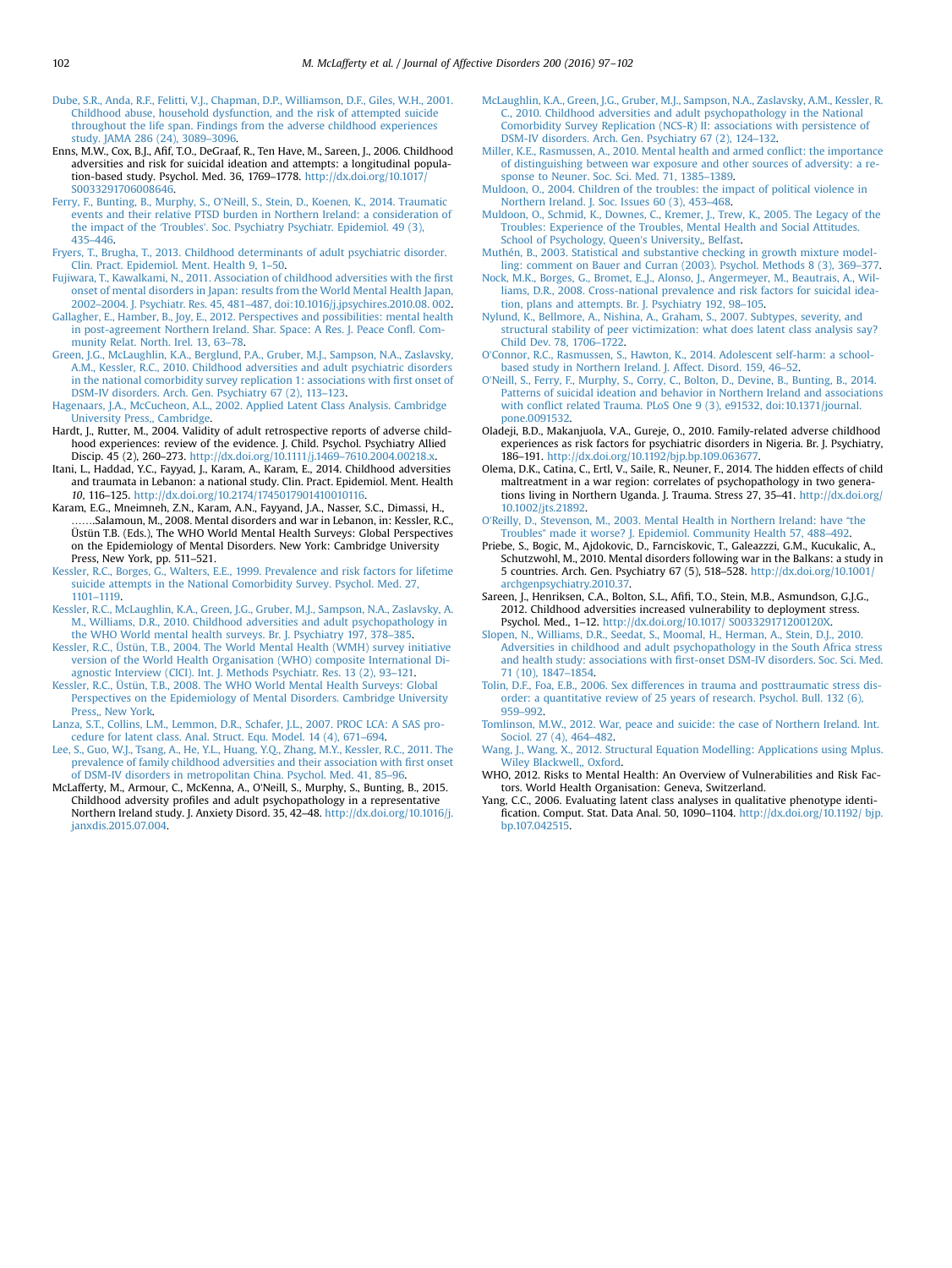Dube, S.R., Anda, R.F., Felitti, V.J., Chapman, D.P., Williamson, D.F., Giles, W.H., 2001. Childhood abuse, household dysfunction, and the risk of attempted suicide throughout the life span. Findings from the adverse childhood experiences study. JAMA 286 (24), 3089–3096.

Enns, M.W., Cox, B.J., Afif, T.O., DeGraaf, R., Ten Have, M., Sareen, J., 2006. Childhood adversities and risk for suicidal ideation and attempts: a longitudinal population-based study. Psychol. Med. 36, 1769–1778. http://dx.doi.org/10.1017/S0033291706008646.

Ferry, F., Bunting, B., Murphy, S., O'Neill, S., Stein, D., Koenen, K., 2014. Traumatic events and their relative PTSD burden in Northern Ireland: a consideration of the impact of the 'Troubles'. Soc. Psychiatry Psychiatr. Epidemiol. 49 (3), 435–446.

Fryers, T., Brugha, T., 2013. Childhood determinants of adult psychiatric disorder. Clin. Pract. Epidemiol. Ment. Health 9, 1–50.

Fujiwara, T., Kawalkami, N., 2011. Association of childhood adversities with the first onset of mental disorders in Japan: results from the World Mental Health Japan, 2002–2004. J. Psychiatr. Res. 45, 481–487, doi:10.1016/j.jpsychires.2010.08. 002.

Gallagher, E., Hamber, B., Joy, E., 2012. Perspectives and possibilities: mental health in post-agreement Northern Ireland. Shar. Space: A Res. J. Peace Confl. Community Relat. North. Irel. 13, 63–78.

Green, J.G., McLaughlin, K.A., Berglund, P.A., Gruber, M.J., Sampson, N.A., Zaslavsky, A.M., Kessler, R.C., 2010. Childhood adversities and adult psychiatric disorders in the national comorbidity survey replication 1: associations with first onset of DSM-IV disorders. Arch. Gen. Psychiatry 67 (2), 113–123.

Hagenaars, J.A., McCucheon, A.L., 2002. Applied Latent Class Analysis. Cambridge University Press,, Cambridge.

Hardt, J., Rutter, M., 2004. Validity of adult retrospective reports of adverse childhood experiences: review of the evidence. J. Child. Psychol. Psychiatry Allied Discip. 45 (2), 260–273. http://dx.doi.org/10.1111/j.1469-7610.2004.00218.x.

Itani, L., Haddad, Y.C., Fayyad, J., Karam, A., Karam, E., 2014. Childhood adversities and traumata in Lebanon: a national study. Clin. Pract. Epidemiol. Ment. Health *10*, 116–125. http://dx.doi.org/10.2174/1745017901410010116.

Karam, E.G., Mneimneh, Z.N., Karam, A.N., Fayyand, J.A., Nasser, S.C., Dimassi, H., …….Salamoun, M., 2008. Mental disorders and war in Lebanon, in: Kessler, R.C., Üstün T.B. (Eds.), The WHO World Mental Health Surveys: Global Perspectives on the Epidemiology of Mental Disorders. New York: Cambridge University Press, New York, pp. 511–521.

Kessler, R.C., Borges, G., Walters, E.E., 1999. Prevalence and risk factors for lifetime suicide attempts in the National Comorbidity Survey. Psychol. Med. 27, 1101–1119.

Kessler, R.C., McLaughlin, K.A., Green, J.G., Gruber, M.J., Sampson, N.A., Zaslavsky, A. M., Williams, D.R., 2010. Childhood adversities and adult psychopathology in the WHO World mental health surveys. Br. J. Psychiatry 197, 378–385.

Kessler, R.C., Üstün, T.B., 2004. The World Mental Health (WMH) survey initiative version of the World Health Organisation (WHO) composite International Diagnostic Interview (CICI). Int. J. Methods Psychiatr. Res. 13 (2), 93–121.

Kessler, R.C., Üstün, T.B., 2008. The WHO World Mental Health Surveys: Global Perspectives on the Epidemiology of Mental Disorders. Cambridge University Press,, New York.

Lanza, S.T., Collins, L.M., Lemmon, D.R., Schafer, J.L., 2007. PROC LCA: A SAS procedure for latent class. Anal. Struct. Equ. Model. 14 (4), 671–694.

Lee, S., Guo, W.J., Tsang, A., He, Y.L., Huang, Y.Q., Zhang, M.Y., Kessler, R.C., 2011. The prevalence of family childhood adversities and their association with first onset of DSM-IV disorders in metropolitan China. Psychol. Med. 41, 85–96.

McLafferty, M., Armour, C., McKenna, A., O'Neill, S., Murphy, S., Bunting, B., 2015. Childhood adversity profiles and adult psychopathology in a representative Northern Ireland study. J. Anxiety Disord. 35, 42–48. http://dx.doi.org/10.1016/j.janxdis.2015.07.004.

McLaughlin, K.A., Green, J.G., Gruber, M.J., Sampson, N.A., Zaslavsky, A.M., Kessler, R. C., 2010. Childhood adversities and adult psychopathology in the National Comorbidity Survey Replication (NCS-R) II: associations with persistence of DSM-IV disorders. Arch. Gen. Psychiatry 67 (2), 124–132.

Miller, K.E., Rasmussen, A., 2010. Mental health and armed conflict: the importance of distinguishing between war exposure and other sources of adversity: a response to Neuner. Soc. Sci. Med. 71, 1385–1389.

Muldoon, O., 2004. Children of the troubles: the impact of political violence in Northern Ireland. J. Soc. Issues 60 (3), 453–468.

Muldoon, O., Schmid, K., Downes, C., Kremer, J., Trew, K., 2005. The Legacy of the Troubles: Experience of the Troubles, Mental Health and Social Attitudes. School of Psychology, Queen's University,, Belfast.

Muthén, B., 2003. Statistical and substantive checking in growth mixture modelling: comment on Bauer and Curran (2003). Psychol. Methods 8 (3), 369–377.

Nock, M.K., Borges, G., Bromet, E.,J., Alonso, J., Angermeyer, M., Beautrais, A., Williams, D.R., 2008. Cross-national prevalence and risk factors for suicidal ideation, plans and attempts. Br. J. Psychiatry 192, 98–105.

Nylund, K., Bellmore, A., Nishina, A., Graham, S., 2007. Subtypes, severity, and structural stability of peer victimization: what does latent class analysis say? Child Dev. 78, 1706–1722.

O'Connor, R.C., Rasmussen, S., Hawton, K., 2014. Adolescent self-harm: a school-based study in Northern Ireland. J. Affect. Disord. 159, 46–52.

O'Neill, S., Ferry, F., Murphy, S., Corry, C., Bolton, D., Devine, B., Bunting, B., 2014. Patterns of suicidal ideation and behavior in Northern Ireland and associations with conflict related Trauma. PLoS One 9 (3), e91532, doi:10.1371/journal.pone.0091532.

Oladeji, B.D., Makanjuola, V.A., Gureje, O., 2010. Family-related adverse childhood experiences as risk factors for psychiatric disorders in Nigeria. Br. J. Psychiatry, 186–191. http://dx.doi.org/10.1192/bjp.bp.109.063677.

Olema, D.K., Catina, C., Ertl, V., Saile, R., Neuner, F., 2014. The hidden effects of child maltreatment in a war region: correlates of psychopathology in two generations living in Northern Uganda. J. Trauma. Stress 27, 35–41. http://dx.doi.org/10.1002/jts.21892.

O'Reilly, D., Stevenson, M., 2003. Mental Health in Northern Ireland: have "the Troubles" made it worse? J. Epidemiol. Community Health 57, 488–492.

Priebe, S., Bogic, M., Ajdokovic, D., Farnciskovic, T., Galeazzzi, G.M., Kucukalic, A., Schutzwohl, M., 2010. Mental disorders following war in the Balkans: a study in 5 countries. Arch. Gen. Psychiatry 67 (5), 518–528. http://dx.doi.org/10.1001/archgenpsychiatry.2010.37.

Sareen, J., Henriksen, C.A., Bolton, S.L., Afifi, T.O., Stein, M.B., Asmundson, G.J.G., 2012. Childhood adversities increased vulnerability to deployment stress. Psychol. Med., 1–12. http://dx.doi.org/10.1017/ S003329171200120X.

Slopen, N., Williams, D.R., Seedat, S., Moomal, H., Herman, A., Stein, D.J., 2010. Adversities in childhood and adult psychopathology in the South Africa stress and health study: associations with first-onset DSM-IV disorders. Soc. Sci. Med. 71 (10), 1847–1854.

Tolin, D.F., Foa, E.B., 2006. Sex differences in trauma and posttraumatic stress disorder: a quantitative review of 25 years of research. Psychol. Bull. 132 (6), 959–992.

Tomlinson, M.W., 2012. War, peace and suicide: the case of Northern Ireland. Int. Sociol. 27 (4), 464–482.

Wang, J., Wang, X., 2012. Structural Equation Modelling: Applications using Mplus. Wiley Blackwell,, Oxford.

WHO, 2012. Risks to Mental Health: An Overview of Vulnerabilities and Risk Factors. World Health Organisation: Geneva, Switzerland.

Yang, C.C., 2006. Evaluating latent class analyses in qualitative phenotype identification. Comput. Stat. Data Anal. 50, 1090–1104. http://dx.doi.org/10.1192/ bjp.bp.107.042515.